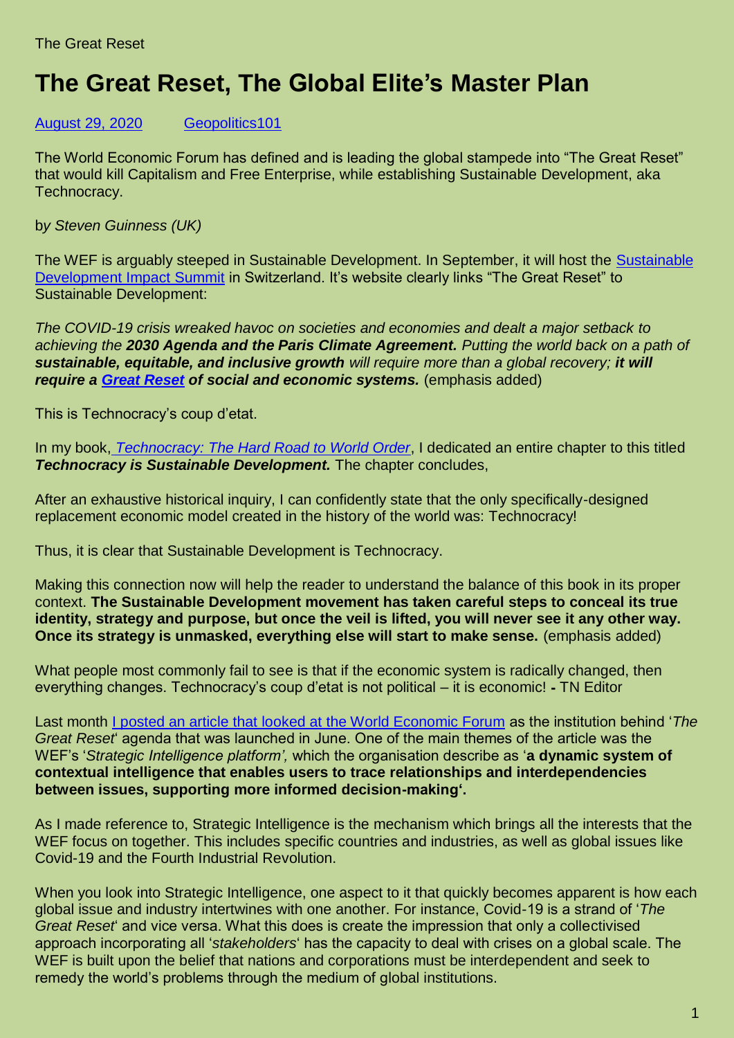The Great Reset

# The Great Reset, The Global Elite's Master Plan

August 29, 2020    Geopolitics101

The World Economic Forum has defined and is leading the global stampede into "The Great Reset" that would kill Capitalism and Free Enterprise, while establishing Sustainable Development, aka Technocracy.

b*y Steven Guinness (UK)*

The WEF is arguably steeped in Sustainable Development. In September, it will host the Sustainable Development Impact Summit in Switzerland. It's website clearly links "The Great Reset" to Sustainable Development:

*The COVID-19 crisis wreaked havoc on societies and economies and dealt a major setback to achieving the* ***2030 Agenda and the Paris Climate Agreement.*** *Putting the world back on a path of* ***sustainable, equitable, and inclusive growth*** *will require more than a global recovery;* ***it will require a Great Reset of social and economic systems.*** (emphasis added)

This is Technocracy's coup d'etat.

In my book, *Technocracy: The Hard Road to World Order*, I dedicated an entire chapter to this titled ***Technocracy is Sustainable Development.*** The chapter concludes,

After an exhaustive historical inquiry, I can confidently state that the only specifically-designed replacement economic model created in the history of the world was: Technocracy!

Thus, it is clear that Sustainable Development is Technocracy.

Making this connection now will help the reader to understand the balance of this book in its proper context. **The Sustainable Development movement has taken careful steps to conceal its true identity, strategy and purpose, but once the veil is lifted, you will never see it any other way. Once its strategy is unmasked, everything else will start to make sense.** (emphasis added)

What people most commonly fail to see is that if the economic system is radically changed, then everything changes. Technocracy's coup d'etat is not political – it is economic! **-** TN Editor

Last month I posted an article that looked at the World Economic Forum as the institution behind '*The Great Reset*' agenda that was launched in June. One of the main themes of the article was the WEF's '*Strategic Intelligence platform',* which the organisation describe as '**a dynamic system of contextual intelligence that enables users to trace relationships and interdependencies between issues, supporting more informed decision-making'.**

As I made reference to, Strategic Intelligence is the mechanism which brings all the interests that the WEF focus on together. This includes specific countries and industries, as well as global issues like Covid-19 and the Fourth Industrial Revolution.

When you look into Strategic Intelligence, one aspect to it that quickly becomes apparent is how each global issue and industry intertwines with one another. For instance, Covid-19 is a strand of '*The Great Reset*' and vice versa. What this does is create the impression that only a collectivised approach incorporating all '*stakeholders*' has the capacity to deal with crises on a global scale. The WEF is built upon the belief that nations and corporations must be interdependent and seek to remedy the world's problems through the medium of global institutions.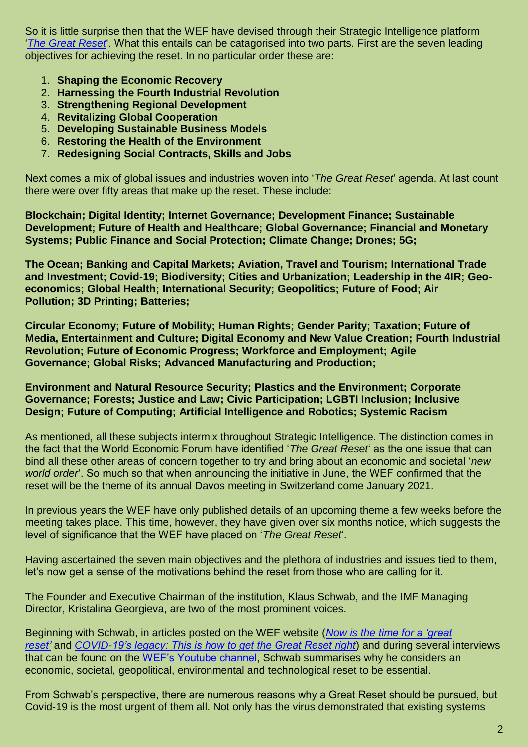So it is little surprise then that the WEF have devised through their Strategic Intelligence platform '*The Great Reset*'. What this entails can be catagorised into two parts. First are the seven leading objectives for achieving the reset. In no particular order these are:

1. **Shaping the Economic Recovery**
2. **Harnessing the Fourth Industrial Revolution**
3. **Strengthening Regional Development**
4. **Revitalizing Global Cooperation**
5. **Developing Sustainable Business Models**
6. **Restoring the Health of the Environment**
7. **Redesigning Social Contracts, Skills and Jobs**

Next comes a mix of global issues and industries woven into '*The Great Reset*' agenda. At last count there were over fifty areas that make up the reset. These include:

**Blockchain; Digital Identity; Internet Governance; Development Finance; Sustainable Development; Future of Health and Healthcare; Global Governance; Financial and Monetary Systems; Public Finance and Social Protection; Climate Change; Drones; 5G;**

**The Ocean; Banking and Capital Markets; Aviation, Travel and Tourism; International Trade and Investment; Covid-19; Biodiversity; Cities and Urbanization; Leadership in the 4IR; Geo-economics; Global Health; International Security; Geopolitics; Future of Food; Air Pollution; 3D Printing; Batteries;**

**Circular Economy; Future of Mobility; Human Rights; Gender Parity; Taxation; Future of Media, Entertainment and Culture; Digital Economy and New Value Creation; Fourth Industrial Revolution; Future of Economic Progress; Workforce and Employment; Agile Governance; Global Risks; Advanced Manufacturing and Production;**

**Environment and Natural Resource Security; Plastics and the Environment; Corporate Governance; Forests; Justice and Law; Civic Participation; LGBTI Inclusion; Inclusive Design; Future of Computing; Artificial Intelligence and Robotics; Systemic Racism**

As mentioned, all these subjects intermix throughout Strategic Intelligence. The distinction comes in the fact that the World Economic Forum have identified '*The Great Reset*' as the one issue that can bind all these other areas of concern together to try and bring about an economic and societal '*new world order*'. So much so that when announcing the initiative in June, the WEF confirmed that the reset will be the theme of its annual Davos meeting in Switzerland come January 2021.

In previous years the WEF have only published details of an upcoming theme a few weeks before the meeting takes place. This time, however, they have given over six months notice, which suggests the level of significance that the WEF have placed on '*The Great Reset*'.

Having ascertained the seven main objectives and the plethora of industries and issues tied to them, let's now get a sense of the motivations behind the reset from those who are calling for it.

The Founder and Executive Chairman of the institution, Klaus Schwab, and the IMF Managing Director, Kristalina Georgieva, are two of the most prominent voices.

Beginning with Schwab, in articles posted on the WEF website (*Now is the time for a 'great reset'* and *COVID-19's legacy: This is how to get the Great Reset right*) and during several interviews that can be found on the WEF's Youtube channel, Schwab summarises why he considers an economic, societal, geopolitical, environmental and technological reset to be essential.

From Schwab's perspective, there are numerous reasons why a Great Reset should be pursued, but Covid-19 is the most urgent of them all. Not only has the virus demonstrated that existing systems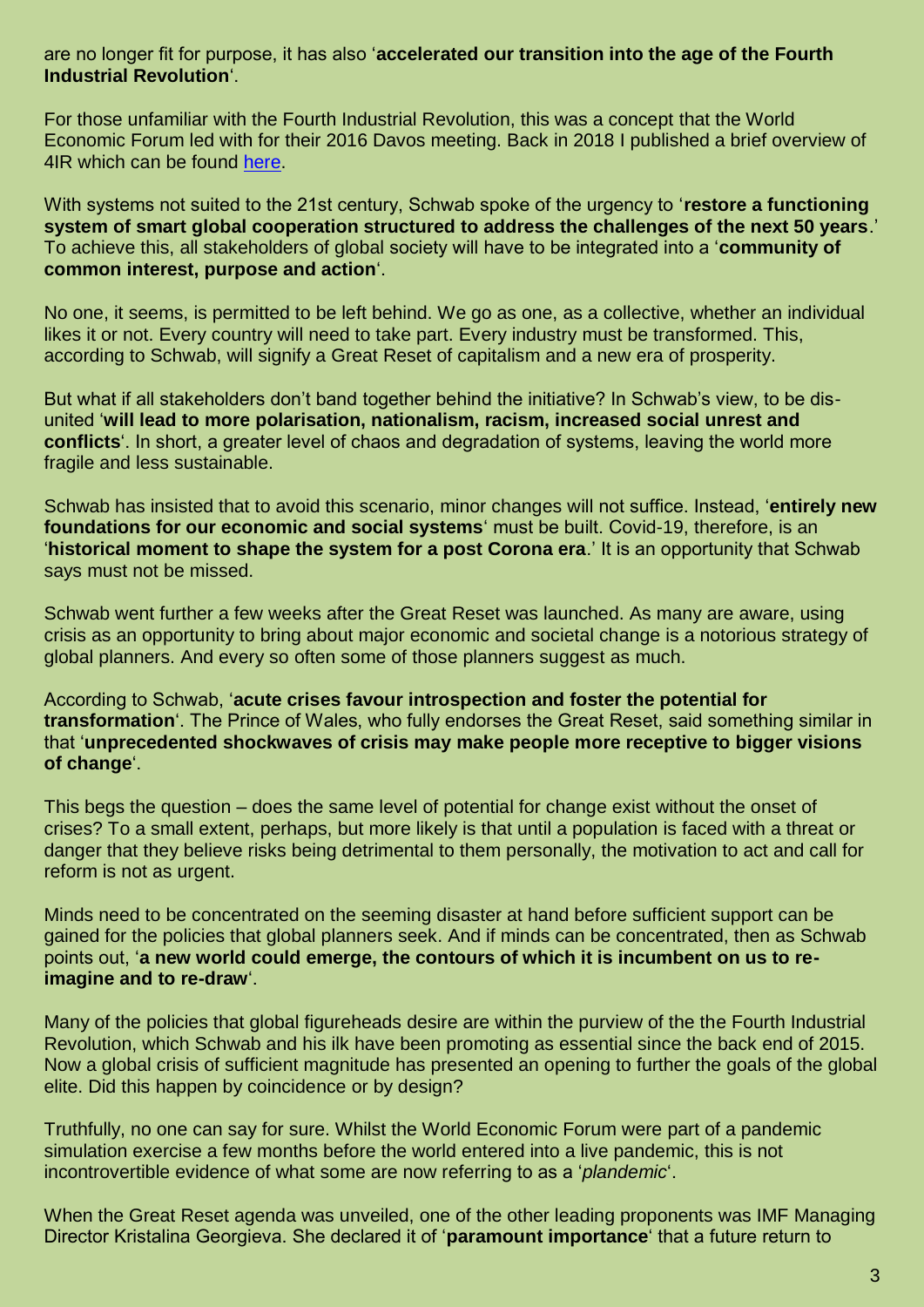are no longer fit for purpose, it has also '**accelerated our transition into the age of the Fourth Industrial Revolution**'.

For those unfamiliar with the Fourth Industrial Revolution, this was a concept that the World Economic Forum led with for their 2016 Davos meeting. Back in 2018 I published a brief overview of 4IR which can be found [here](here).

With systems not suited to the 21st century, Schwab spoke of the urgency to '**restore a functioning system of smart global cooperation structured to address the challenges of the next 50 years**.' To achieve this, all stakeholders of global society will have to be integrated into a '**community of common interest, purpose and action**'.

No one, it seems, is permitted to be left behind. We go as one, as a collective, whether an individual likes it or not. Every country will need to take part. Every industry must be transformed. This, according to Schwab, will signify a Great Reset of capitalism and a new era of prosperity.

But what if all stakeholders don't band together behind the initiative? In Schwab's view, to be dis-united '**will lead to more polarisation, nationalism, racism, increased social unrest and conflicts**'. In short, a greater level of chaos and degradation of systems, leaving the world more fragile and less sustainable.

Schwab has insisted that to avoid this scenario, minor changes will not suffice. Instead, '**entirely new foundations for our economic and social systems**' must be built. Covid-19, therefore, is an '**historical moment to shape the system for a post Corona era**.' It is an opportunity that Schwab says must not be missed.

Schwab went further a few weeks after the Great Reset was launched. As many are aware, using crisis as an opportunity to bring about major economic and societal change is a notorious strategy of global planners. And every so often some of those planners suggest as much.

According to Schwab, '**acute crises favour introspection and foster the potential for transformation**'. The Prince of Wales, who fully endorses the Great Reset, said something similar in that '**unprecedented shockwaves of crisis may make people more receptive to bigger visions of change**'.

This begs the question – does the same level of potential for change exist without the onset of crises? To a small extent, perhaps, but more likely is that until a population is faced with a threat or danger that they believe risks being detrimental to them personally, the motivation to act and call for reform is not as urgent.

Minds need to be concentrated on the seeming disaster at hand before sufficient support can be gained for the policies that global planners seek. And if minds can be concentrated, then as Schwab points out, '**a new world could emerge, the contours of which it is incumbent on us to re-imagine and to re-draw**'.

Many of the policies that global figureheads desire are within the purview of the the Fourth Industrial Revolution, which Schwab and his ilk have been promoting as essential since the back end of 2015. Now a global crisis of sufficient magnitude has presented an opening to further the goals of the global elite. Did this happen by coincidence or by design?

Truthfully, no one can say for sure. Whilst the World Economic Forum were part of a pandemic simulation exercise a few months before the world entered into a live pandemic, this is not incontrovertible evidence of what some are now referring to as a '*plandemic*'.

When the Great Reset agenda was unveiled, one of the other leading proponents was IMF Managing Director Kristalina Georgieva. She declared it of '**paramount importance**' that a future return to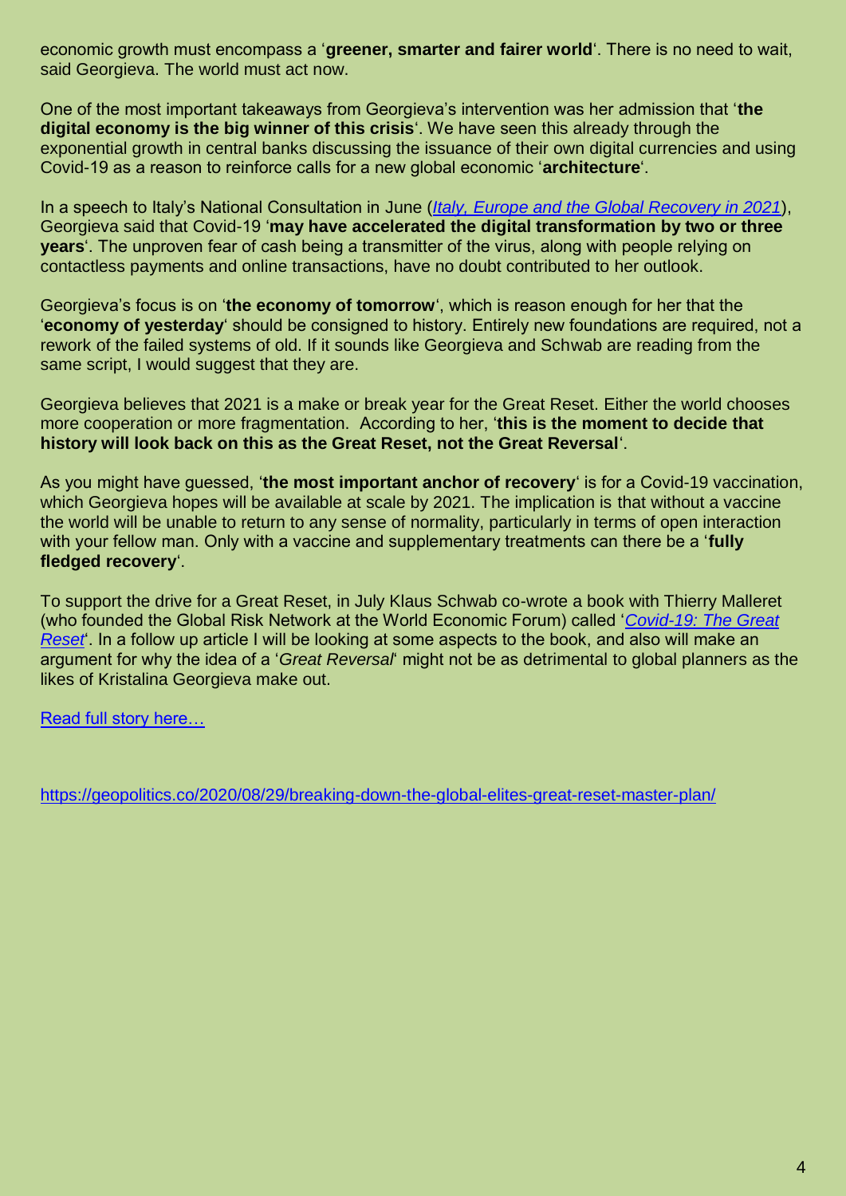economic growth must encompass a '**greener, smarter and fairer world**'. There is no need to wait, said Georgieva. The world must act now.

One of the most important takeaways from Georgieva's intervention was her admission that '**the digital economy is the big winner of this crisis**'. We have seen this already through the exponential growth in central banks discussing the issuance of their own digital currencies and using Covid-19 as a reason to reinforce calls for a new global economic '**architecture**'.

In a speech to Italy's National Consultation in June (*Italy, Europe and the Global Recovery in 2021*), Georgieva said that Covid-19 '**may have accelerated the digital transformation by two or three years**'. The unproven fear of cash being a transmitter of the virus, along with people relying on contactless payments and online transactions, have no doubt contributed to her outlook.

Georgieva's focus is on '**the economy of tomorrow**', which is reason enough for her that the '**economy of yesterday**' should be consigned to history. Entirely new foundations are required, not a rework of the failed systems of old. If it sounds like Georgieva and Schwab are reading from the same script, I would suggest that they are.

Georgieva believes that 2021 is a make or break year for the Great Reset. Either the world chooses more cooperation or more fragmentation. According to her, '**this is the moment to decide that history will look back on this as the Great Reset, not the Great Reversal**'.

As you might have guessed, '**the most important anchor of recovery**' is for a Covid-19 vaccination, which Georgieva hopes will be available at scale by 2021. The implication is that without a vaccine the world will be unable to return to any sense of normality, particularly in terms of open interaction with your fellow man. Only with a vaccine and supplementary treatments can there be a '**fully fledged recovery**'.

To support the drive for a Great Reset, in July Klaus Schwab co-wrote a book with Thierry Malleret (who founded the Global Risk Network at the World Economic Forum) called '*Covid-19: The Great Reset*'. In a follow up article I will be looking at some aspects to the book, and also will make an argument for why the idea of a '*Great Reversal*' might not be as detrimental to global planners as the likes of Kristalina Georgieva make out.

Read full story here…

https://geopolitics.co/2020/08/29/breaking-down-the-global-elites-great-reset-master-plan/